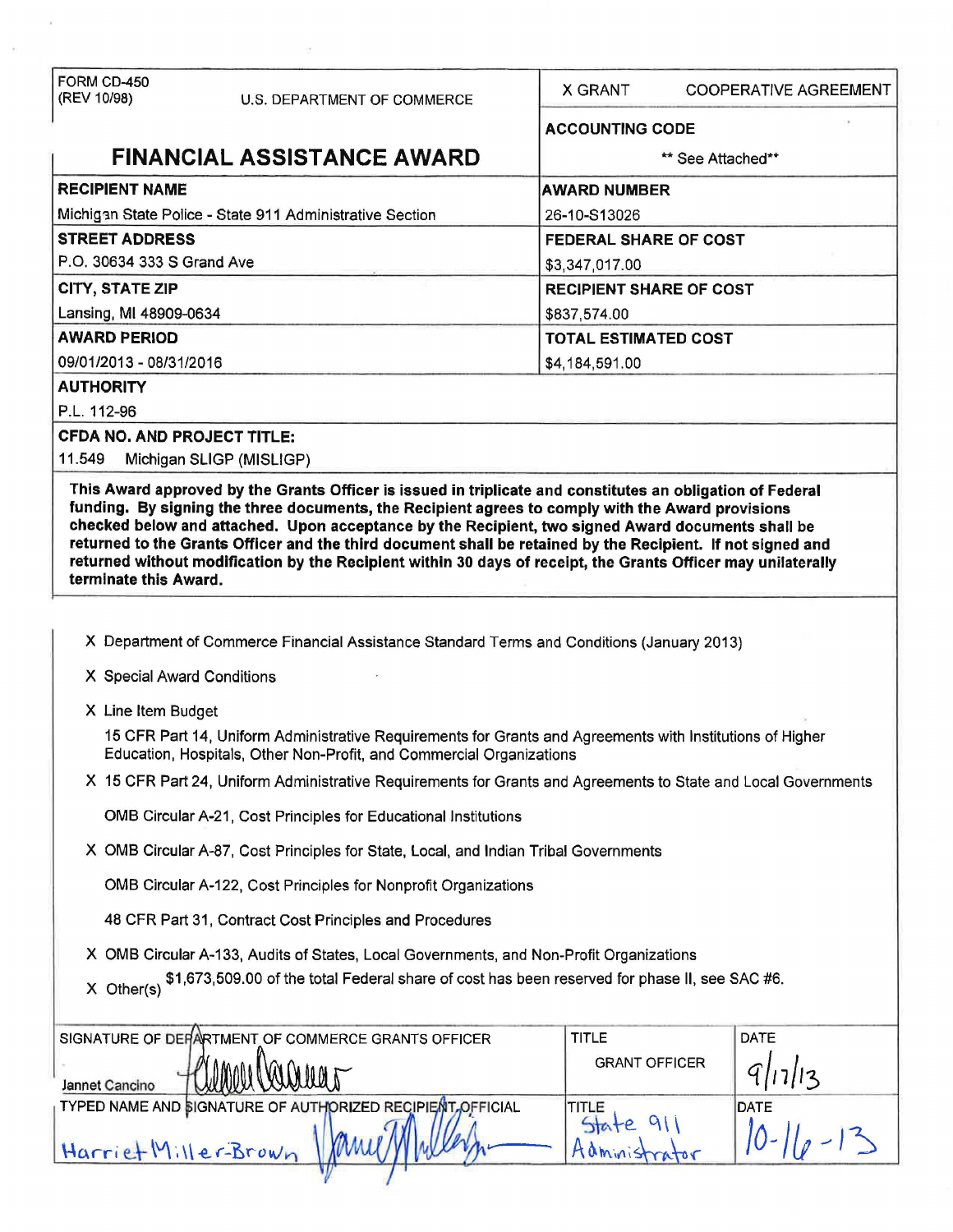| FORM CD-450 (REV 10/98) U.S. DEPARTMENT OF COMMERCE | X GRANT COOPERATIVE AGREEMENT |
| --- | --- |
| **FINANCIAL ASSISTANCE AWARD** | **ACCOUNTING CODE** ** See Attached** |
| **RECIPIENT NAME** Michigan State Police - State 911 Administrative Section | **AWARD NUMBER** 26-10-S13026 |
| **STREET ADDRESS** P.O. 30634 333 S Grand Ave | **FEDERAL SHARE OF COST** $3,347,017.00 |
| **CITY, STATE ZIP** Lansing, MI 48909-0634 | **RECIPIENT SHARE OF COST** $837,574.00 |
| **AWARD PERIOD** 09/01/2013 - 08/31/2016 | **TOTAL ESTIMATED COST** $4,184,591.00 |

**AUTHORITY**

P.L. 112-96

**CFDA NO. AND PROJECT TITLE:**

11.549 Michigan SLIGP (MISLIGP)

**This Award approved by the Grants Officer is issued in triplicate and constitutes an obligation of Federal funding. By signing the three documents, the Recipient agrees to comply with the Award provisions checked below and attached. Upon acceptance by the Recipient, two signed Award documents shall be returned to the Grants Officer and the third document shall be retained by the Recipient. If not signed and returned without modification by the Recipient within 30 days of receipt, the Grants Officer may unilaterally terminate this Award.**

X Department of Commerce Financial Assistance Standard Terms and Conditions (January 2013)

X Special Award Conditions

X Line Item Budget

15 CFR Part 14, Uniform Administrative Requirements for Grants and Agreements with Institutions of Higher Education, Hospitals, Other Non-Profit, and Commercial Organizations

X 15 CFR Part 24, Uniform Administrative Requirements for Grants and Agreements to State and Local Governments

OMB Circular A-21, Cost Principles for Educational Institutions

X OMB Circular A-87, Cost Principles for State, Local, and Indian Tribal Governments

OMB Circular A-122, Cost Principles for Nonprofit Organizations

48 CFR Part 31, Contract Cost Principles and Procedures

X OMB Circular A-133, Audits of States, Local Governments, and Non-Profit Organizations

X Other(s) $1,673,509.00 of the total Federal share of cost has been reserved for phase II, see SAC #6.

| SIGNATURE OF DEPARTMENT OF COMMERCE GRANTS OFFICER | TITLE | DATE |
| --- | --- | --- |
| Jannet Cancino | GRANT OFFICER | 9/17/13 |
| TYPED NAME AND SIGNATURE OF AUTHORIZED RECIPIENT OFFICIAL | TITLE | DATE |
| Harriet Miller-Brown | State 911 Administrator | 10-16-13 |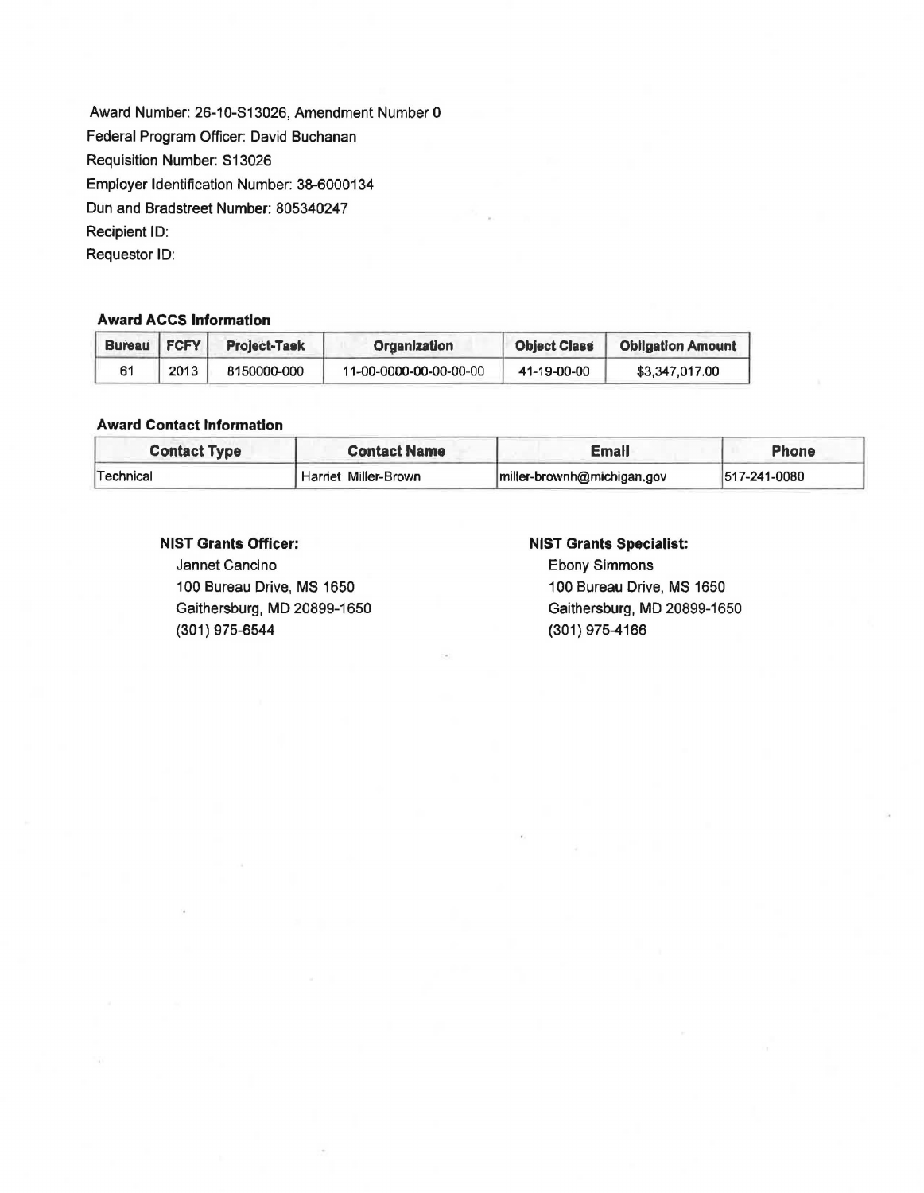Award Number: 26-10-S13026, Amendment Number 0

Federal Program Officer: David Buchanan

Requisition Number: S13026

Employer Identification Number: 38-6000134

Dun and Bradstreet Number: 805340247

Recipient ID:

Requestor ID:

### Award ACCS Information

| Bureau | FCFY | Project-Task | Organization | Object Class | Obligation Amount |
|---|---|---|---|---|---|
| 61 | 2013 | 8150000-000 | 11-00-0000-00-00-00-00 | 41-19-00-00 | $3,347,017.00 |

### Award Contact Information

| Contact Type | Contact Name | Email | Phone |
|---|---|---|---|
| Technical | Harriet Miller-Brown | miller-brownh@michigan.gov | 517-241-0080 |

**NIST Grants Officer:**

Jannet Cancino
100 Bureau Drive, MS 1650
Gaithersburg, MD 20899-1650
(301) 975-6544

**NIST Grants Specialist:**

Ebony Simmons
100 Bureau Drive, MS 1650
Gaithersburg, MD 20899-1650
(301) 975-4166